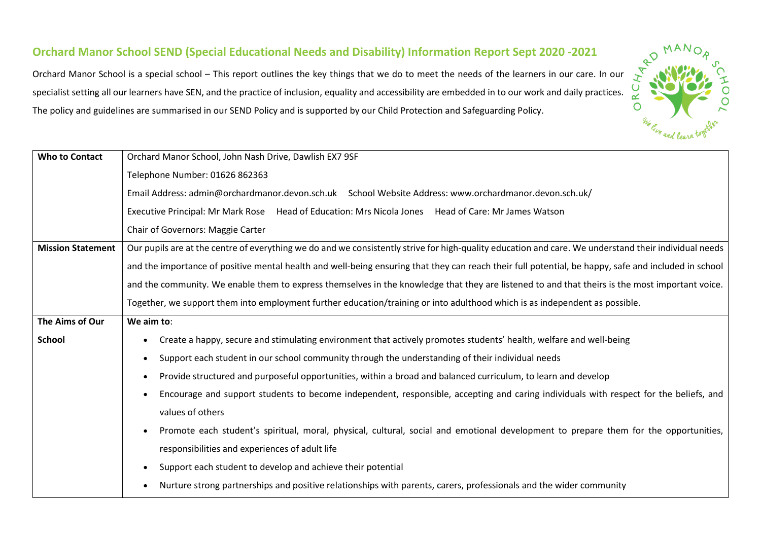# Orchard Manor School SEND (Special Educational Needs and Disability) Information Report Sept 2020 -2021

Orchard Manor School is a special school – This report outlines the key things that we do to meet the needs of the learners in our care. In our specialist setting all our learners have SEN, and the practice of inclusion, equality and accessibility are embedded in to our work and daily practices. The policy and guidelines are summarised in our SEND Policy and is supported by our Child Protection and Safeguarding Policy.

| **Who to Contact** | Orchard Manor School, John Nash Drive, Dawlish EX7 9SF<br><br>Telephone Number: 01626 862363<br><br>Email Address: admin@orchardmanor.devon.sch.uk School Website Address: www.orchardmanor.devon.sch.uk/<br><br>Executive Principal: Mr Mark Rose Head of Education: Mrs Nicola Jones Head of Care: Mr James Watson<br><br>Chair of Governors: Maggie Carter |
|---|---|
| **Mission Statement** | Our pupils are at the centre of everything we do and we consistently strive for high-quality education and care. We understand their individual needs and the importance of positive mental health and well-being ensuring that they can reach their full potential, be happy, safe and included in school and the community. We enable them to express themselves in the knowledge that they are listened to and that theirs is the most important voice. Together, we support them into employment further education/training or into adulthood which is as independent as possible. |
| **The Aims of Our School** | **We aim to**:<br>• Create a happy, secure and stimulating environment that actively promotes students' health, welfare and well-being<br>• Support each student in our school community through the understanding of their individual needs<br>• Provide structured and purposeful opportunities, within a broad and balanced curriculum, to learn and develop<br>• Encourage and support students to become independent, responsible, accepting and caring individuals with respect for the beliefs, and values of others<br>• Promote each student's spiritual, moral, physical, cultural, social and emotional development to prepare them for the opportunities, responsibilities and experiences of adult life<br>• Support each student to develop and achieve their potential<br>• Nurture strong partnerships and positive relationships with parents, carers, professionals and the wider community |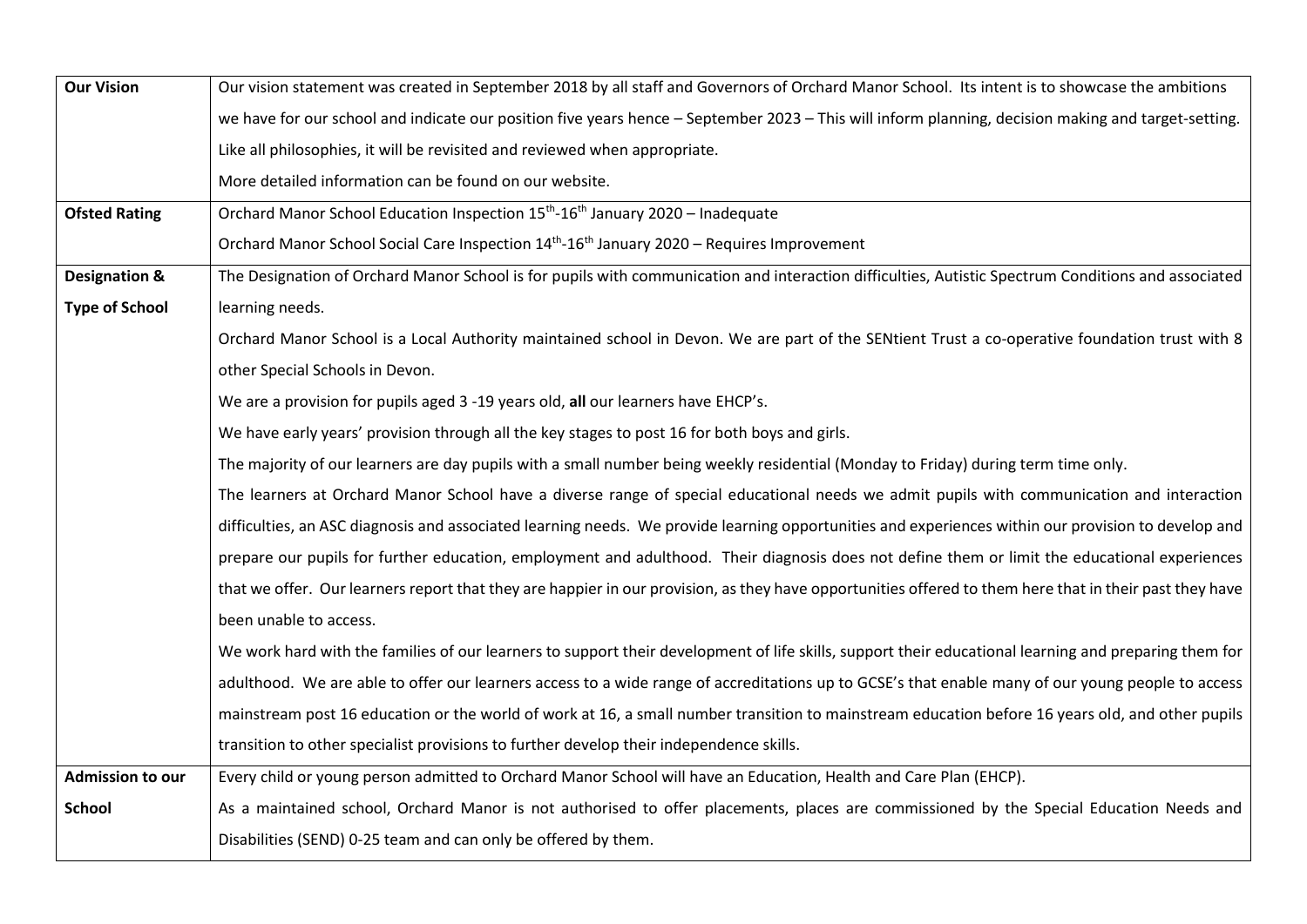| | |
|---|---|
| **Our Vision** | Our vision statement was created in September 2018 by all staff and Governors of Orchard Manor School. Its intent is to showcase the ambitions we have for our school and indicate our position five years hence – September 2023 – This will inform planning, decision making and target-setting.<br>Like all philosophies, it will be revisited and reviewed when appropriate.<br>More detailed information can be found on our website. |
| **Ofsted Rating** | Orchard Manor School Education Inspection 15th-16th January 2020 – Inadequate<br>Orchard Manor School Social Care Inspection 14th-16th January 2020 – Requires Improvement |
| **Designation & Type of School** | The Designation of Orchard Manor School is for pupils with communication and interaction difficulties, Autistic Spectrum Conditions and associated learning needs.<br>Orchard Manor School is a Local Authority maintained school in Devon. We are part of the SENtient Trust a co-operative foundation trust with 8 other Special Schools in Devon.<br>We are a provision for pupils aged 3 -19 years old, **all** our learners have EHCP's.<br>We have early years' provision through all the key stages to post 16 for both boys and girls.<br>The majority of our learners are day pupils with a small number being weekly residential (Monday to Friday) during term time only.<br>The learners at Orchard Manor School have a diverse range of special educational needs we admit pupils with communication and interaction difficulties, an ASC diagnosis and associated learning needs. We provide learning opportunities and experiences within our provision to develop and prepare our pupils for further education, employment and adulthood. Their diagnosis does not define them or limit the educational experiences that we offer. Our learners report that they are happier in our provision, as they have opportunities offered to them here that in their past they have been unable to access.<br>We work hard with the families of our learners to support their development of life skills, support their educational learning and preparing them for adulthood. We are able to offer our learners access to a wide range of accreditations up to GCSE's that enable many of our young people to access mainstream post 16 education or the world of work at 16, a small number transition to mainstream education before 16 years old, and other pupils transition to other specialist provisions to further develop their independence skills. |
| **Admission to our School** | Every child or young person admitted to Orchard Manor School will have an Education, Health and Care Plan (EHCP).<br>As a maintained school, Orchard Manor is not authorised to offer placements, places are commissioned by the Special Education Needs and Disabilities (SEND) 0-25 team and can only be offered by them. |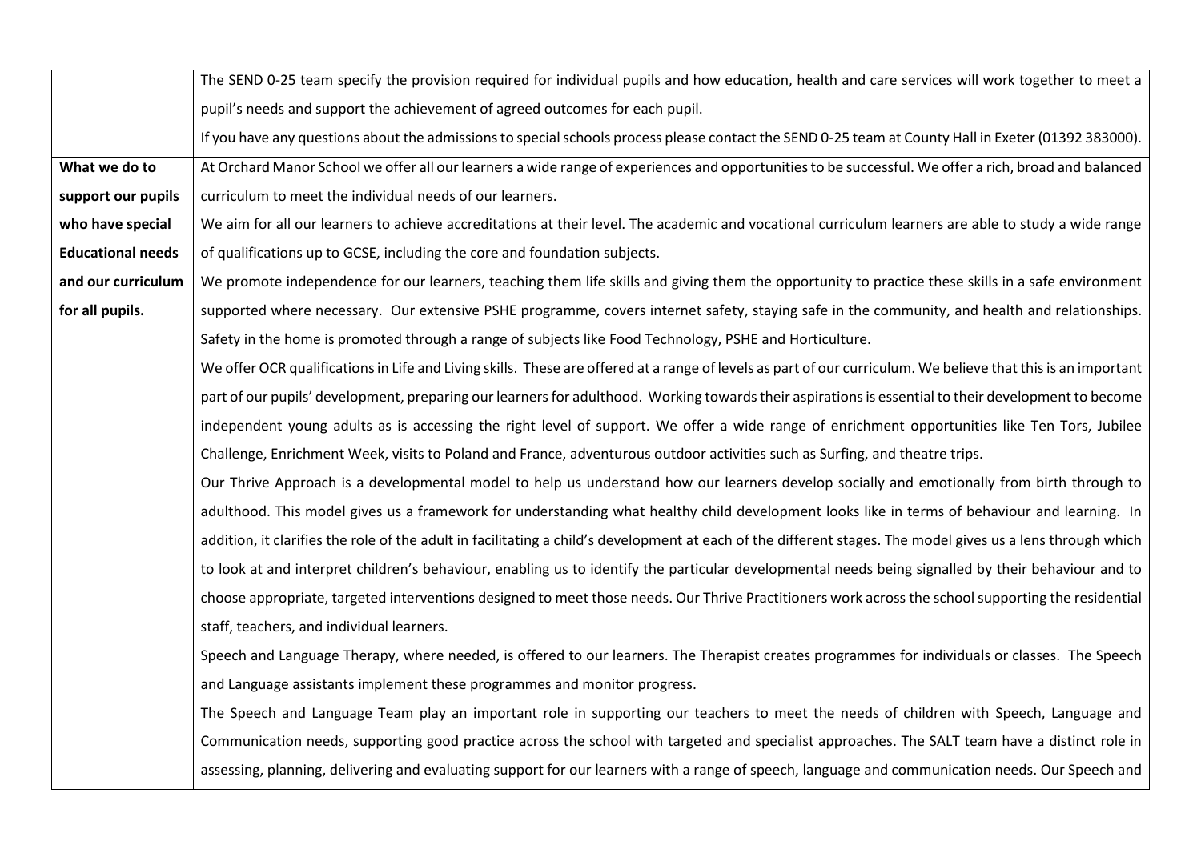| | |
|---|---|
| | The SEND 0-25 team specify the provision required for individual pupils and how education, health and care services will work together to meet a pupil's needs and support the achievement of agreed outcomes for each pupil.<br>If you have any questions about the admissions to special schools process please contact the SEND 0-25 team at County Hall in Exeter (01392 383000). |
| **What we do to support our pupils who have special Educational needs and our curriculum for all pupils.** | At Orchard Manor School we offer all our learners a wide range of experiences and opportunities to be successful. We offer a rich, broad and balanced curriculum to meet the individual needs of our learners.<br>We aim for all our learners to achieve accreditations at their level. The academic and vocational curriculum learners are able to study a wide range of qualifications up to GCSE, including the core and foundation subjects.<br>We promote independence for our learners, teaching them life skills and giving them the opportunity to practice these skills in a safe environment supported where necessary. Our extensive PSHE programme, covers internet safety, staying safe in the community, and health and relationships. Safety in the home is promoted through a range of subjects like Food Technology, PSHE and Horticulture.<br>We offer OCR qualifications in Life and Living skills. These are offered at a range of levels as part of our curriculum. We believe that this is an important part of our pupils' development, preparing our learners for adulthood. Working towards their aspirations is essential to their development to become independent young adults as is accessing the right level of support. We offer a wide range of enrichment opportunities like Ten Tors, Jubilee Challenge, Enrichment Week, visits to Poland and France, adventurous outdoor activities such as Surfing, and theatre trips.<br>Our Thrive Approach is a developmental model to help us understand how our learners develop socially and emotionally from birth through to adulthood. This model gives us a framework for understanding what healthy child development looks like in terms of behaviour and learning. In addition, it clarifies the role of the adult in facilitating a child's development at each of the different stages. The model gives us a lens through which to look at and interpret children's behaviour, enabling us to identify the particular developmental needs being signalled by their behaviour and to choose appropriate, targeted interventions designed to meet those needs. Our Thrive Practitioners work across the school supporting the residential staff, teachers, and individual learners.<br>Speech and Language Therapy, where needed, is offered to our learners. The Therapist creates programmes for individuals or classes. The Speech and Language assistants implement these programmes and monitor progress.<br>The Speech and Language Team play an important role in supporting our teachers to meet the needs of children with Speech, Language and Communication needs, supporting good practice across the school with targeted and specialist approaches. The SALT team have a distinct role in assessing, planning, delivering and evaluating support for our learners with a range of speech, language and communication needs. Our Speech and |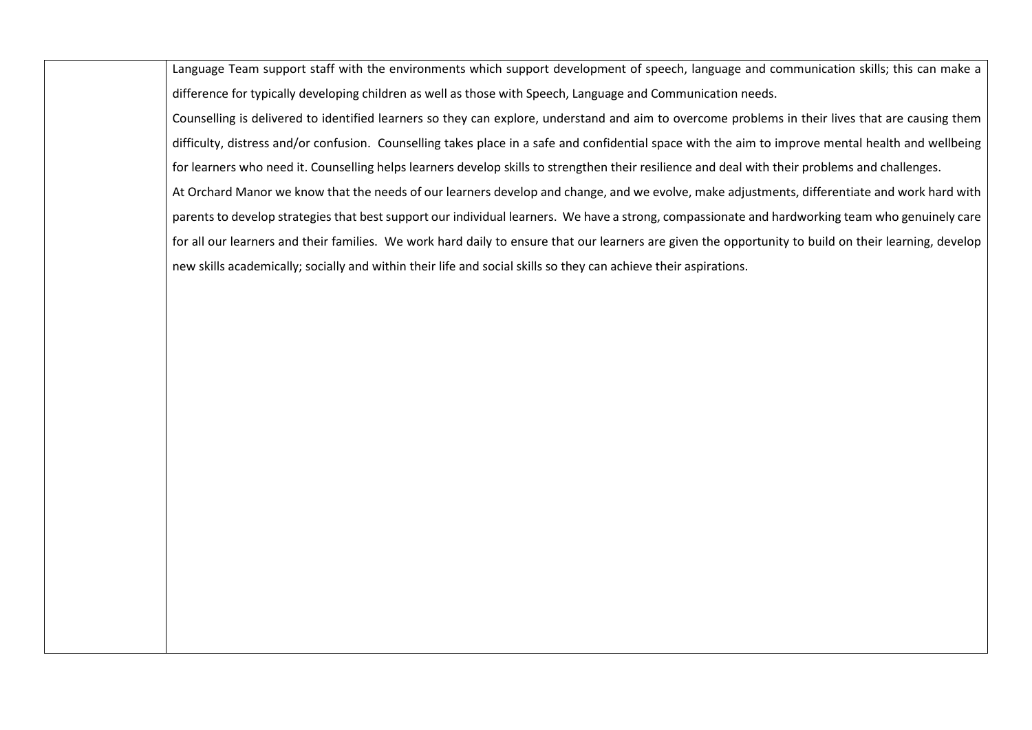|  |  |
| --- | --- |
|  | Language Team support staff with the environments which support development of speech, language and communication skills; this can make a difference for typically developing children as well as those with Speech, Language and Communication needs.<br>Counselling is delivered to identified learners so they can explore, understand and aim to overcome problems in their lives that are causing them difficulty, distress and/or confusion. Counselling takes place in a safe and confidential space with the aim to improve mental health and wellbeing for learners who need it. Counselling helps learners develop skills to strengthen their resilience and deal with their problems and challenges.<br>At Orchard Manor we know that the needs of our learners develop and change, and we evolve, make adjustments, differentiate and work hard with parents to develop strategies that best support our individual learners. We have a strong, compassionate and hardworking team who genuinely care for all our learners and their families. We work hard daily to ensure that our learners are given the opportunity to build on their learning, develop new skills academically; socially and within their life and social skills so they can achieve their aspirations. |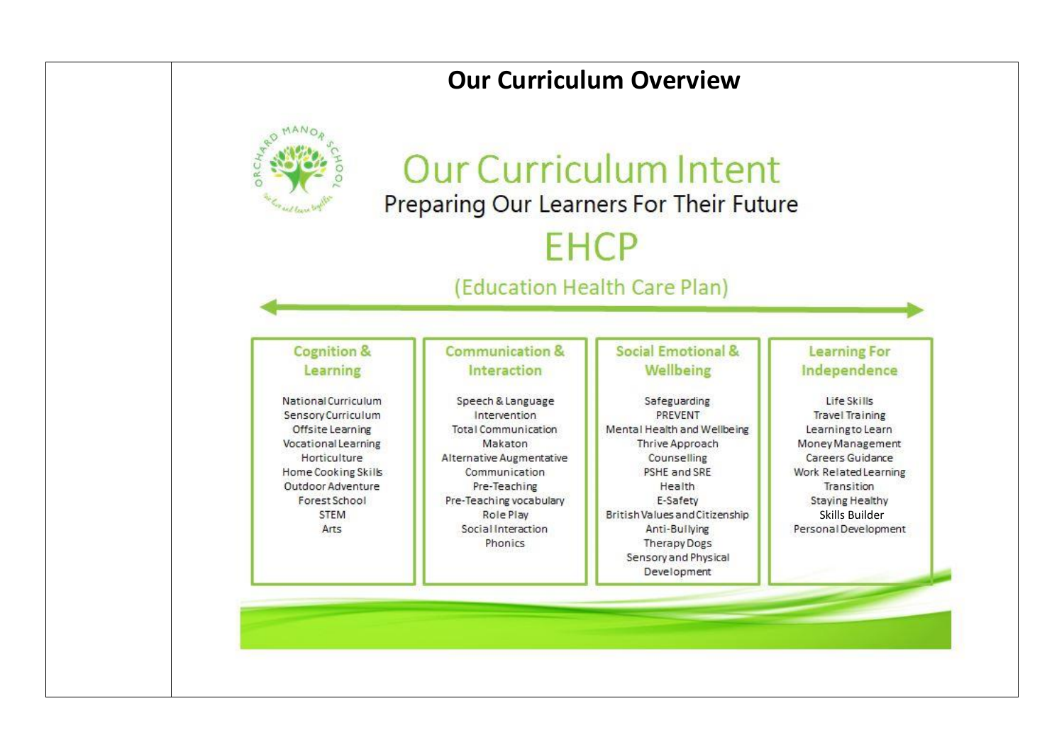# Our Curriculum Overview

## Our Curriculum Intent

Preparing Our Learners For Their Future

## EHCP

(Education Health Care Plan)

| Cognition & Learning | Communication & Interaction | Social Emotional & Wellbeing | Learning For Independence |
|---|---|---|---|
| National Curriculum | Speech & Language Intervention | Safeguarding | Life Skills |
| Sensory Curriculum | Total Communication | PREVENT | Travel Training |
| Offsite Learning | Makaton | Mental Health and Wellbeing | Learning to Learn |
| Vocational Learning | Alternative Augmentative Communication | Thrive Approach | Money Management |
| Horticulture | Pre-Teaching | Counselling | Careers Guidance |
| Home Cooking Skills | Pre-Teaching vocabulary | PSHE and SRE | Work Related Learning |
| Outdoor Adventure | Role Play | Health | Transition |
| Forest School | Social Interaction | E-Safety | Staying Healthy |
| STEM | Phonics | British Values and Citizenship | Skills Builder |
| Arts | | Anti-Bullying | Personal Development |
| | | Therapy Dogs | |
| | | Sensory and Physical Development | |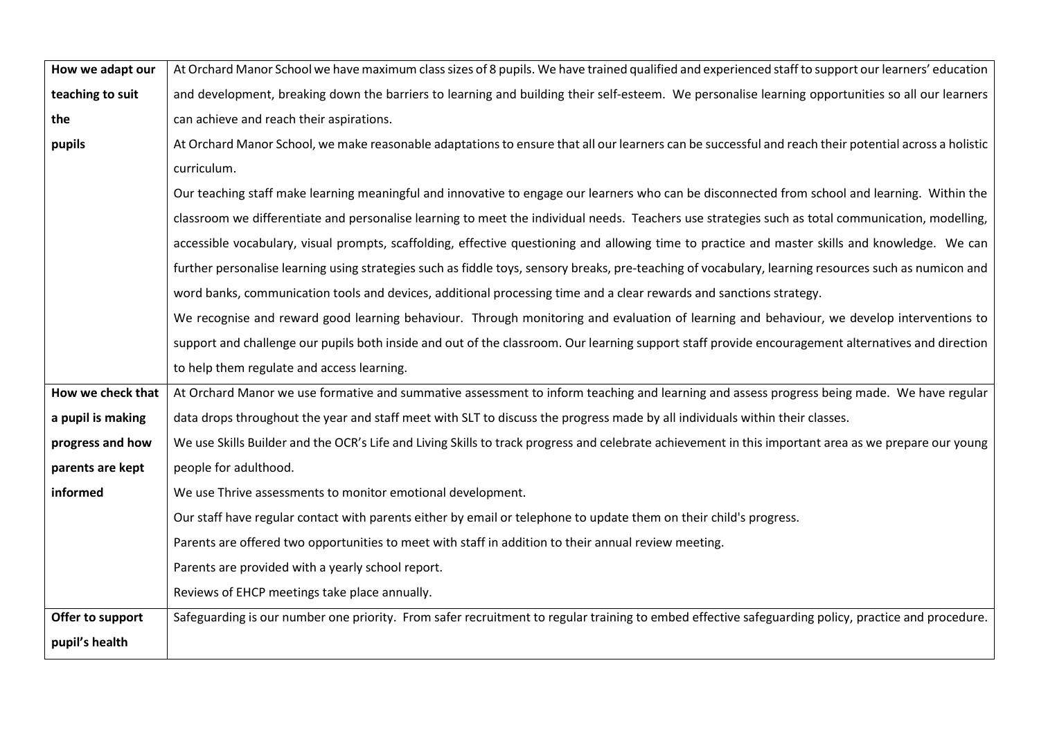| | |
|---|---|
| **How we adapt our teaching to suit the pupils** | At Orchard Manor School we have maximum class sizes of 8 pupils. We have trained qualified and experienced staff to support our learners' education and development, breaking down the barriers to learning and building their self-esteem. We personalise learning opportunities so all our learners can achieve and reach their aspirations.<br>At Orchard Manor School, we make reasonable adaptations to ensure that all our learners can be successful and reach their potential across a holistic curriculum.<br>Our teaching staff make learning meaningful and innovative to engage our learners who can be disconnected from school and learning. Within the classroom we differentiate and personalise learning to meet the individual needs. Teachers use strategies such as total communication, modelling, accessible vocabulary, visual prompts, scaffolding, effective questioning and allowing time to practice and master skills and knowledge. We can further personalise learning using strategies such as fiddle toys, sensory breaks, pre-teaching of vocabulary, learning resources such as numicon and word banks, communication tools and devices, additional processing time and a clear rewards and sanctions strategy.<br>We recognise and reward good learning behaviour. Through monitoring and evaluation of learning and behaviour, we develop interventions to support and challenge our pupils both inside and out of the classroom. Our learning support staff provide encouragement alternatives and direction to help them regulate and access learning. |
| **How we check that a pupil is making progress and how parents are kept informed** | At Orchard Manor we use formative and summative assessment to inform teaching and learning and assess progress being made. We have regular data drops throughout the year and staff meet with SLT to discuss the progress made by all individuals within their classes.<br>We use Skills Builder and the OCR's Life and Living Skills to track progress and celebrate achievement in this important area as we prepare our young people for adulthood.<br>We use Thrive assessments to monitor emotional development.<br>Our staff have regular contact with parents either by email or telephone to update them on their child's progress.<br>Parents are offered two opportunities to meet with staff in addition to their annual review meeting.<br>Parents are provided with a yearly school report.<br>Reviews of EHCP meetings take place annually. |
| **Offer to support pupil's health** | Safeguarding is our number one priority. From safer recruitment to regular training to embed effective safeguarding policy, practice and procedure. |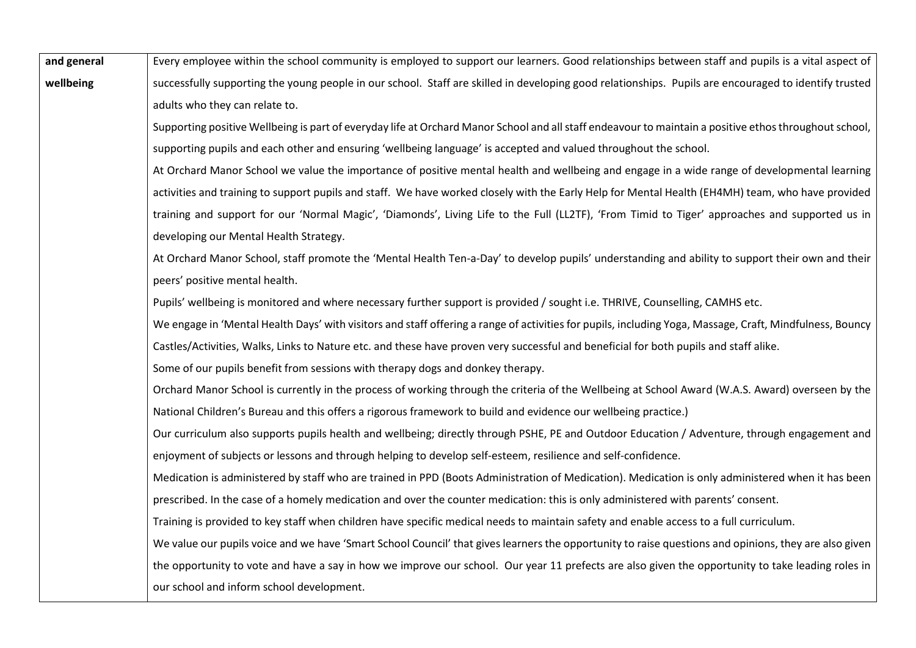| **and general wellbeing** | Every employee within the school community is employed to support our learners. Good relationships between staff and pupils is a vital aspect of successfully supporting the young people in our school. Staff are skilled in developing good relationships. Pupils are encouraged to identify trusted adults who they can relate to.<br>Supporting positive Wellbeing is part of everyday life at Orchard Manor School and all staff endeavour to maintain a positive ethos throughout school, supporting pupils and each other and ensuring 'wellbeing language' is accepted and valued throughout the school.<br>At Orchard Manor School we value the importance of positive mental health and wellbeing and engage in a wide range of developmental learning activities and training to support pupils and staff. We have worked closely with the Early Help for Mental Health (EH4MH) team, who have provided training and support for our 'Normal Magic', 'Diamonds', Living Life to the Full (LL2TF), 'From Timid to Tiger' approaches and supported us in developing our Mental Health Strategy.<br>At Orchard Manor School, staff promote the 'Mental Health Ten-a-Day' to develop pupils' understanding and ability to support their own and their peers' positive mental health.<br>Pupils' wellbeing is monitored and where necessary further support is provided / sought i.e. THRIVE, Counselling, CAMHS etc.<br>We engage in 'Mental Health Days' with visitors and staff offering a range of activities for pupils, including Yoga, Massage, Craft, Mindfulness, Bouncy Castles/Activities, Walks, Links to Nature etc. and these have proven very successful and beneficial for both pupils and staff alike.<br>Some of our pupils benefit from sessions with therapy dogs and donkey therapy.<br>Orchard Manor School is currently in the process of working through the criteria of the Wellbeing at School Award (W.A.S. Award) overseen by the National Children's Bureau and this offers a rigorous framework to build and evidence our wellbeing practice.)<br>Our curriculum also supports pupils health and wellbeing; directly through PSHE, PE and Outdoor Education / Adventure, through engagement and enjoyment of subjects or lessons and through helping to develop self-esteem, resilience and self-confidence.<br>Medication is administered by staff who are trained in PPD (Boots Administration of Medication). Medication is only administered when it has been prescribed. In the case of a homely medication and over the counter medication: this is only administered with parents' consent.<br>Training is provided to key staff when children have specific medical needs to maintain safety and enable access to a full curriculum.<br>We value our pupils voice and we have 'Smart School Council' that gives learners the opportunity to raise questions and opinions, they are also given the opportunity to vote and have a say in how we improve our school. Our year 11 prefects are also given the opportunity to take leading roles in our school and inform school development. |
|---|---|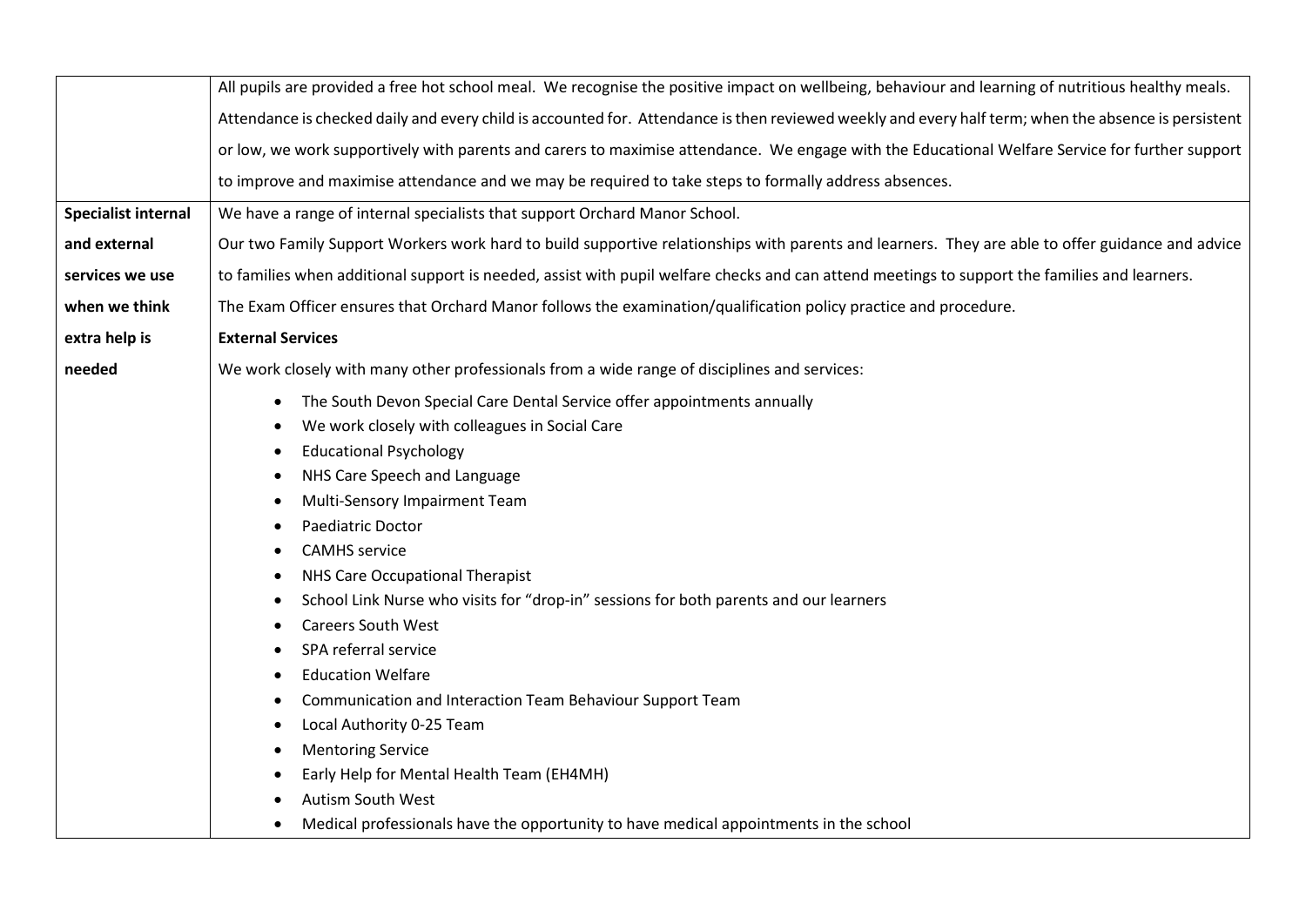| | |
|---|---|
| | All pupils are provided a free hot school meal. We recognise the positive impact on wellbeing, behaviour and learning of nutritious healthy meals. Attendance is checked daily and every child is accounted for. Attendance is then reviewed weekly and every half term; when the absence is persistent or low, we work supportively with parents and carers to maximise attendance. We engage with the Educational Welfare Service for further support to improve and maximise attendance and we may be required to take steps to formally address absences. |
| **Specialist internal and external services we use when we think extra help is needed** | We have a range of internal specialists that support Orchard Manor School.<br>Our two Family Support Workers work hard to build supportive relationships with parents and learners. They are able to offer guidance and advice to families when additional support is needed, assist with pupil welfare checks and can attend meetings to support the families and learners.<br>The Exam Officer ensures that Orchard Manor follows the examination/qualification policy practice and procedure.<br>**External Services**<br>We work closely with many other professionals from a wide range of disciplines and services:<br>• The South Devon Special Care Dental Service offer appointments annually<br>• We work closely with colleagues in Social Care<br>• Educational Psychology<br>• NHS Care Speech and Language<br>• Multi-Sensory Impairment Team<br>• Paediatric Doctor<br>• CAMHS service<br>• NHS Care Occupational Therapist<br>• School Link Nurse who visits for "drop-in" sessions for both parents and our learners<br>• Careers South West<br>• SPA referral service<br>• Education Welfare<br>• Communication and Interaction Team Behaviour Support Team<br>• Local Authority 0-25 Team<br>• Mentoring Service<br>• Early Help for Mental Health Team (EH4MH)<br>• Autism South West<br>• Medical professionals have the opportunity to have medical appointments in the school |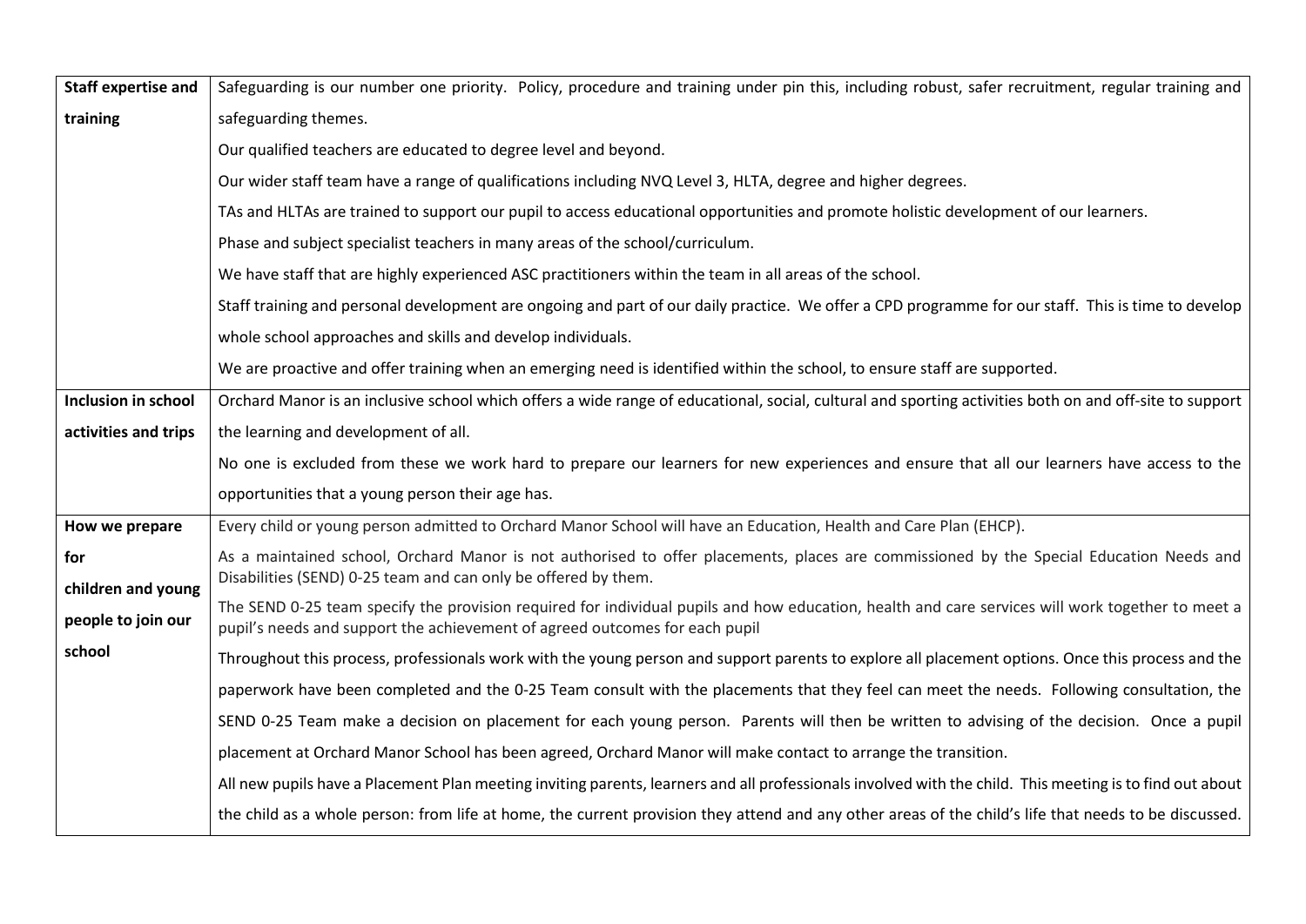| **Staff expertise and training** | Safeguarding is our number one priority. Policy, procedure and training under pin this, including robust, safer recruitment, regular training and safeguarding themes.<br>Our qualified teachers are educated to degree level and beyond.<br>Our wider staff team have a range of qualifications including NVQ Level 3, HLTA, degree and higher degrees.<br>TAs and HLTAs are trained to support our pupil to access educational opportunities and promote holistic development of our learners.<br>Phase and subject specialist teachers in many areas of the school/curriculum.<br>We have staff that are highly experienced ASC practitioners within the team in all areas of the school.<br>Staff training and personal development are ongoing and part of our daily practice. We offer a CPD programme for our staff. This is time to develop whole school approaches and skills and develop individuals.<br>We are proactive and offer training when an emerging need is identified within the school, to ensure staff are supported. |
|---|---|
| **Inclusion in school activities and trips** | Orchard Manor is an inclusive school which offers a wide range of educational, social, cultural and sporting activities both on and off-site to support the learning and development of all.<br>No one is excluded from these we work hard to prepare our learners for new experiences and ensure that all our learners have access to the opportunities that a young person their age has. |
| **How we prepare for children and young people to join our school** | Every child or young person admitted to Orchard Manor School will have an Education, Health and Care Plan (EHCP).<br>As a maintained school, Orchard Manor is not authorised to offer placements, places are commissioned by the Special Education Needs and Disabilities (SEND) 0-25 team and can only be offered by them.<br>The SEND 0-25 team specify the provision required for individual pupils and how education, health and care services will work together to meet a pupil's needs and support the achievement of agreed outcomes for each pupil<br>Throughout this process, professionals work with the young person and support parents to explore all placement options. Once this process and the paperwork have been completed and the 0-25 Team consult with the placements that they feel can meet the needs. Following consultation, the SEND 0-25 Team make a decision on placement for each young person. Parents will then be written to advising of the decision. Once a pupil placement at Orchard Manor School has been agreed, Orchard Manor will make contact to arrange the transition.<br>All new pupils have a Placement Plan meeting inviting parents, learners and all professionals involved with the child. This meeting is to find out about the child as a whole person: from life at home, the current provision they attend and any other areas of the child's life that needs to be discussed. |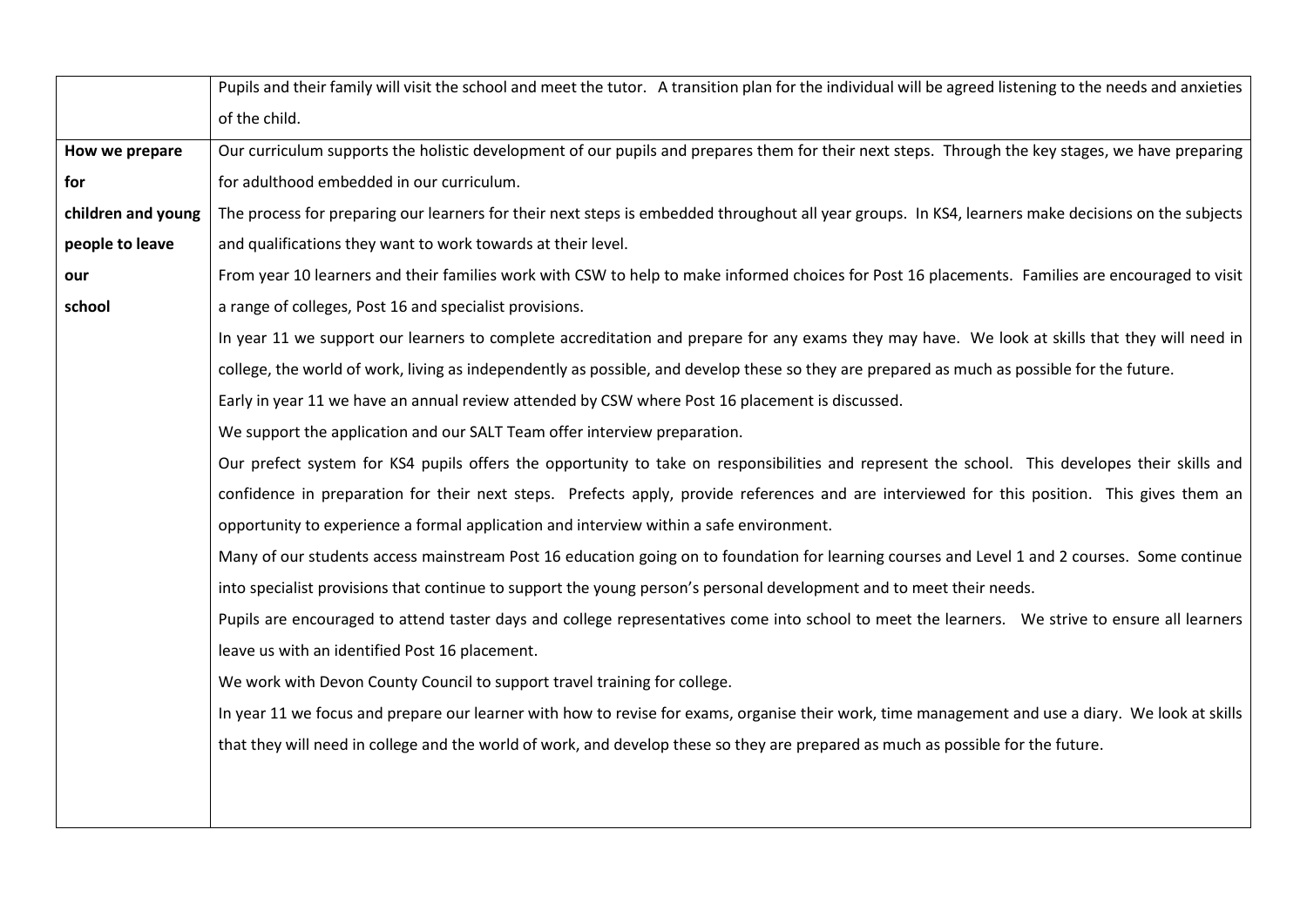| | |
|---|---|
| | Pupils and their family will visit the school and meet the tutor. A transition plan for the individual will be agreed listening to the needs and anxieties of the child. |
| **How we prepare for children and young people to leave our school** | Our curriculum supports the holistic development of our pupils and prepares them for their next steps. Through the key stages, we have preparing for adulthood embedded in our curriculum.<br>The process for preparing our learners for their next steps is embedded throughout all year groups. In KS4, learners make decisions on the subjects and qualifications they want to work towards at their level.<br>From year 10 learners and their families work with CSW to help to make informed choices for Post 16 placements. Families are encouraged to visit a range of colleges, Post 16 and specialist provisions.<br>In year 11 we support our learners to complete accreditation and prepare for any exams they may have. We look at skills that they will need in college, the world of work, living as independently as possible, and develop these so they are prepared as much as possible for the future.<br>Early in year 11 we have an annual review attended by CSW where Post 16 placement is discussed.<br>We support the application and our SALT Team offer interview preparation.<br>Our prefect system for KS4 pupils offers the opportunity to take on responsibilities and represent the school. This developes their skills and confidence in preparation for their next steps. Prefects apply, provide references and are interviewed for this position. This gives them an opportunity to experience a formal application and interview within a safe environment.<br>Many of our students access mainstream Post 16 education going on to foundation for learning courses and Level 1 and 2 courses. Some continue into specialist provisions that continue to support the young person's personal development and to meet their needs.<br>Pupils are encouraged to attend taster days and college representatives come into school to meet the learners. We strive to ensure all learners leave us with an identified Post 16 placement.<br>We work with Devon County Council to support travel training for college.<br>In year 11 we focus and prepare our learner with how to revise for exams, organise their work, time management and use a diary. We look at skills that they will need in college and the world of work, and develop these so they are prepared as much as possible for the future. |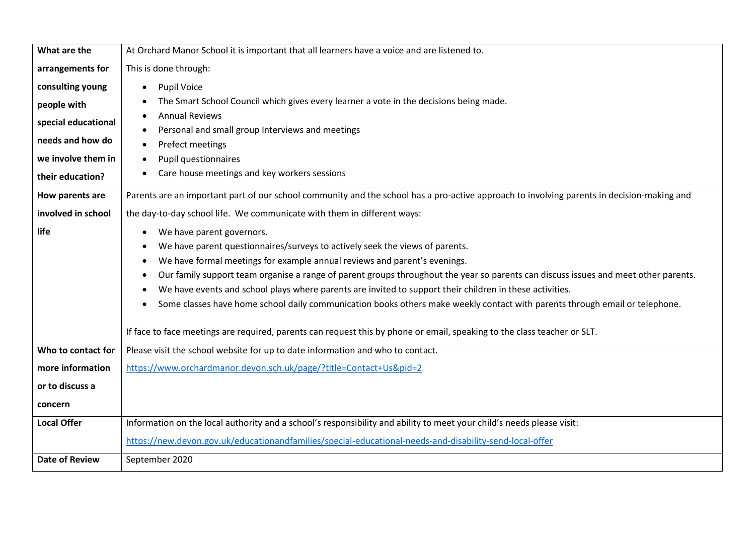| | |
|---|---|
| **What are the arrangements for consulting young people with special educational needs and how do we involve them in their education?** | At Orchard Manor School it is important that all learners have a voice and are listened to.<br>This is done through:<br>• Pupil Voice<br>• The Smart School Council which gives every learner a vote in the decisions being made.<br>• Annual Reviews<br>• Personal and small group Interviews and meetings<br>• Prefect meetings<br>• Pupil questionnaires<br>• Care house meetings and key workers sessions |
| **How parents are involved in school life** | Parents are an important part of our school community and the school has a pro-active approach to involving parents in decision-making and the day-to-day school life. We communicate with them in different ways:<br>• We have parent governors.<br>• We have parent questionnaires/surveys to actively seek the views of parents.<br>• We have formal meetings for example annual reviews and parent's evenings.<br>• Our family support team organise a range of parent groups throughout the year so parents can discuss issues and meet other parents.<br>• We have events and school plays where parents are invited to support their children in these activities.<br>• Some classes have home school daily communication books others make weekly contact with parents through email or telephone.<br><br>If face to face meetings are required, parents can request this by phone or email, speaking to the class teacher or SLT. |
| **Who to contact for more information or to discuss a concern** | Please visit the school website for up to date information and who to contact.<br>https://www.orchardmanor.devon.sch.uk/page/?title=Contact+Us&pid=2 |
| **Local Offer** | Information on the local authority and a school's responsibility and ability to meet your child's needs please visit:<br>https://new.devon.gov.uk/educationandfamilies/special-educational-needs-and-disability-send-local-offer |
| **Date of Review** | September 2020 |